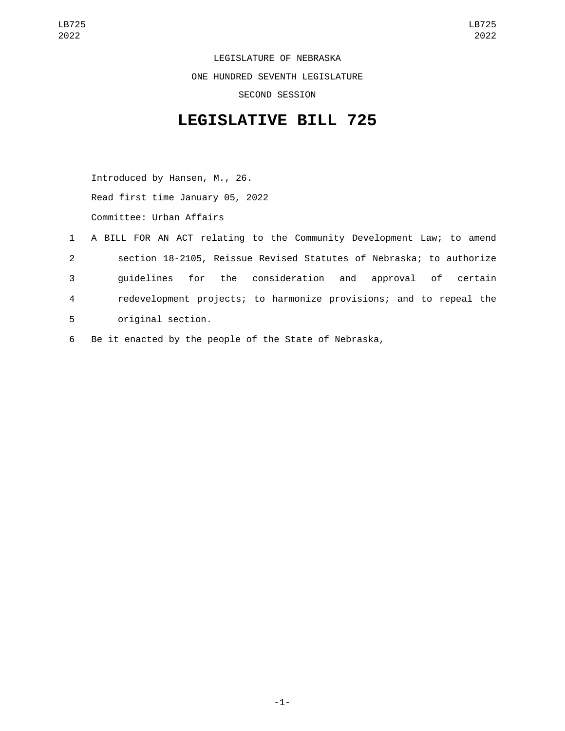LEGISLATURE OF NEBRASKA

ONE HUNDRED SEVENTH LEGISLATURE

SECOND SESSION

# LEGISLATIVE BILL 725

Introduced by Hansen, M., 26.

Read first time January 05, 2022

Committee: Urban Affairs

1 A BILL FOR AN ACT relating to the Community Development Law; to amend
2 section 18-2105, Reissue Revised Statutes of Nebraska; to authorize
3 guidelines for the consideration and approval of certain
4 redevelopment projects; to harmonize provisions; and to repeal the
5 original section.

6 Be it enacted by the people of the State of Nebraska,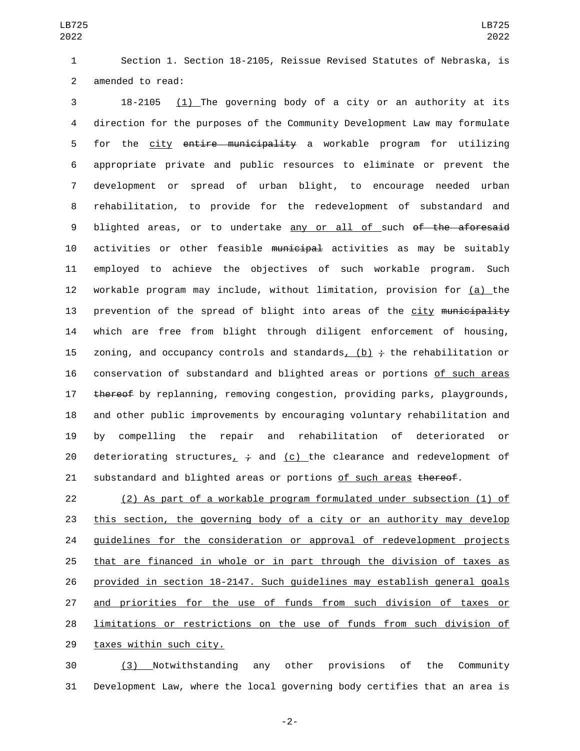Section 1. Section 18-2105, Reissue Revised Statutes of Nebraska, is amended to read:

18-2105 <u>(1)</u> The governing body of a city or an authority at its direction for the purposes of the Community Development Law may formulate for the <u>city</u> ~~entire municipality~~ a workable program for utilizing appropriate private and public resources to eliminate or prevent the development or spread of urban blight, to encourage needed urban rehabilitation, to provide for the redevelopment of substandard and blighted areas, or to undertake <u>any or all of</u> such ~~of the aforesaid~~ activities or other feasible ~~municipal~~ activities as may be suitably employed to achieve the objectives of such workable program. Such workable program may include, without limitation, provision for <u>(a)</u> the prevention of the spread of blight into areas of the <u>city</u> ~~municipality~~ which are free from blight through diligent enforcement of housing, zoning, and occupancy controls and standards<u>, (b)</u> ~~;~~ the rehabilitation or conservation of substandard and blighted areas or portions <u>of such areas</u> ~~thereof~~ by replanning, removing congestion, providing parks, playgrounds, and other public improvements by encouraging voluntary rehabilitation and by compelling the repair and rehabilitation of deteriorated or deteriorating structures<u>,</u> ~~;~~ and <u>(c)</u> the clearance and redevelopment of substandard and blighted areas or portions <u>of such areas</u> ~~thereof~~.

<u>(2) As part of a workable program formulated under subsection (1) of this section, the governing body of a city or an authority may develop guidelines for the consideration or approval of redevelopment projects that are financed in whole or in part through the division of taxes as provided in section 18-2147. Such guidelines may establish general goals and priorities for the use of funds from such division of taxes or limitations or restrictions on the use of funds from such division of taxes within such city.</u>

<u>(3)</u> Notwithstanding any other provisions of the Community Development Law, where the local governing body certifies that an area is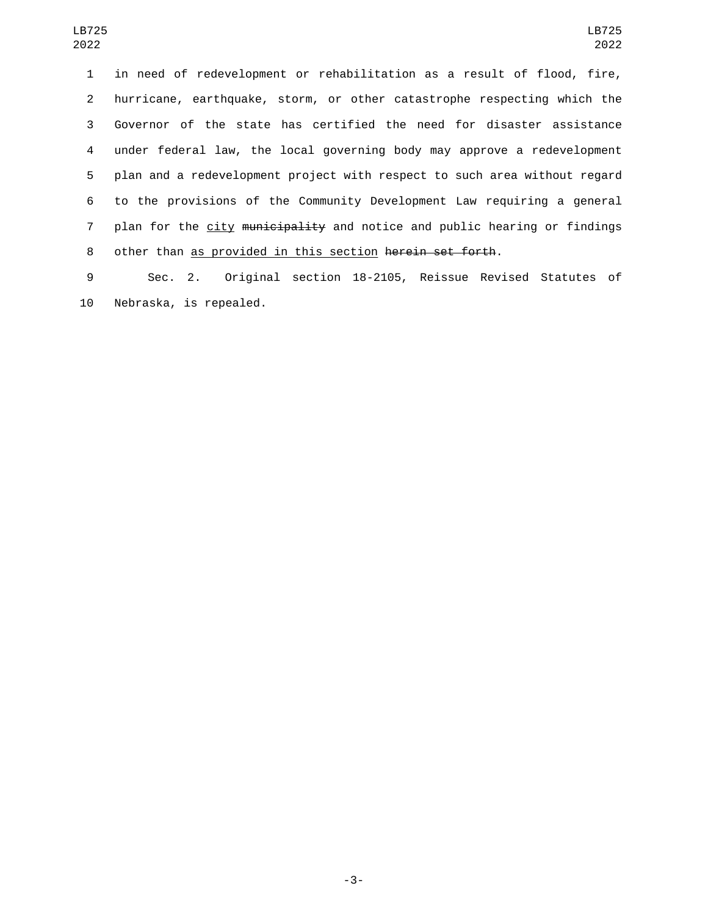in need of redevelopment or rehabilitation as a result of flood, fire, hurricane, earthquake, storm, or other catastrophe respecting which the Governor of the state has certified the need for disaster assistance under federal law, the local governing body may approve a redevelopment plan and a redevelopment project with respect to such area without regard to the provisions of the Community Development Law requiring a general plan for the city ~~municipality~~ and notice and public hearing or findings other than as provided in this section ~~herein set forth~~.

Sec. 2. Original section 18-2105, Reissue Revised Statutes of Nebraska, is repealed.